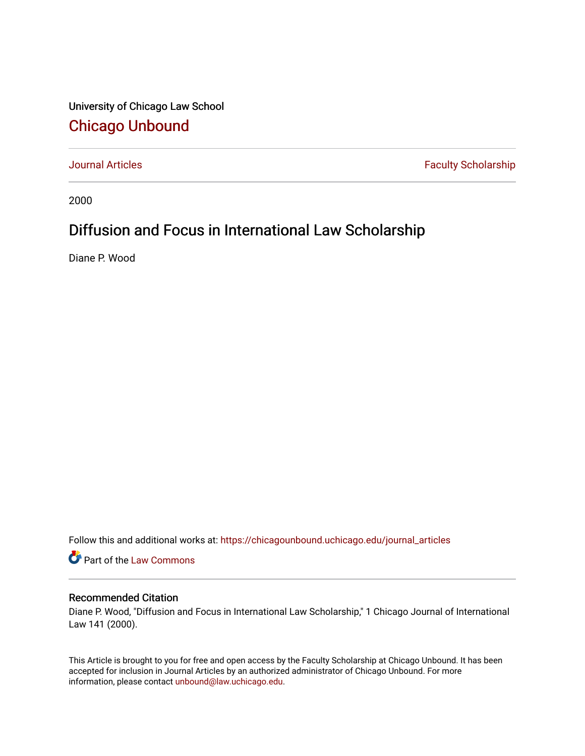University of Chicago Law School

# Chicago Unbound

Journal Articles | Faculty Scholarship

2000

# Diffusion and Focus in International Law Scholarship

Diane P. Wood

Follow this and additional works at: https://chicagounbound.uchicago.edu/journal_articles

Part of the Law Commons

## Recommended Citation

Diane P. Wood, "Diffusion and Focus in International Law Scholarship," 1 Chicago Journal of International Law 141 (2000).

This Article is brought to you for free and open access by the Faculty Scholarship at Chicago Unbound. It has been accepted for inclusion in Journal Articles by an authorized administrator of Chicago Unbound. For more information, please contact unbound@law.uchicago.edu.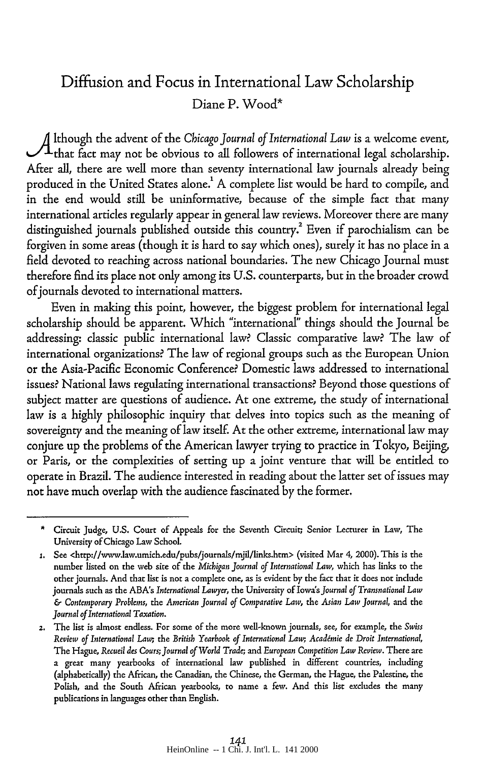# Diffusion and Focus in International Law Scholarship

Diane P. Wood*

Although the advent of the *Chicago Journal of International Law* is a welcome event, that fact may not be obvious to all followers of international legal scholarship. After all, there are well more than seventy international law journals already being produced in the United States alone.[1] A complete list would be hard to compile, and in the end would still be uninformative, because of the simple fact that many international articles regularly appear in general law reviews. Moreover there are many distinguished journals published outside this country.[2] Even if parochialism can be forgiven in some areas (though it is hard to say which ones), surely it has no place in a field devoted to reaching across national boundaries. The new Chicago Journal must therefore find its place not only among its U.S. counterparts, but in the broader crowd of journals devoted to international matters.

Even in making this point, however, the biggest problem for international legal scholarship should be apparent. Which "international" things should the Journal be addressing: classic public international law? Classic comparative law? The law of international organizations? The law of regional groups such as the European Union or the Asia-Pacific Economic Conference? Domestic laws addressed to international issues? National laws regulating international transactions? Beyond those questions of subject matter are questions of audience. At one extreme, the study of international law is a highly philosophic inquiry that delves into topics such as the meaning of sovereignty and the meaning of law itself. At the other extreme, international law may conjure up the problems of the American lawyer trying to practice in Tokyo, Beijing, or Paris, or the complexities of setting up a joint venture that will be entitled to operate in Brazil. The audience interested in reading about the latter set of issues may not have much overlap with the audience fascinated by the former.

---

\* Circuit Judge, U.S. Court of Appeals for the Seventh Circuit; Senior Lecturer in Law, The University of Chicago Law School.

1. See <http://www.law.umich.edu/pubs/journals/mjil/links.htm> (visited Mar 4, 2000). This is the number listed on the web site of the *Michigan Journal of International Law*, which has links to the other journals. And that list is not a complete one, as is evident by the fact that it does not include journals such as the ABA's *International Lawyer*, the University of Iowa's *Journal of Transnational Law & Contemporary Problems*, the *American Journal of Comparative Law*, the *Asian Law Journal*, and the *Journal of International Taxation*.

2. The list is almost endless. For some of the more well-known journals, see, for example, the *Swiss Review of International Law*; the *British Yearbook of International Law*; *Académie de Droit International*, The Hague, *Recueil des Cours*; *Journal of World Trade*; and *European Competition Law Review*. There are a great many yearbooks of international law published in different countries, including (alphabetically) the African, the Canadian, the Chinese, the German, the Hague, the Palestine, the Polish, and the South African yearbooks, to name a few. And this list excludes the many publications in languages other than English.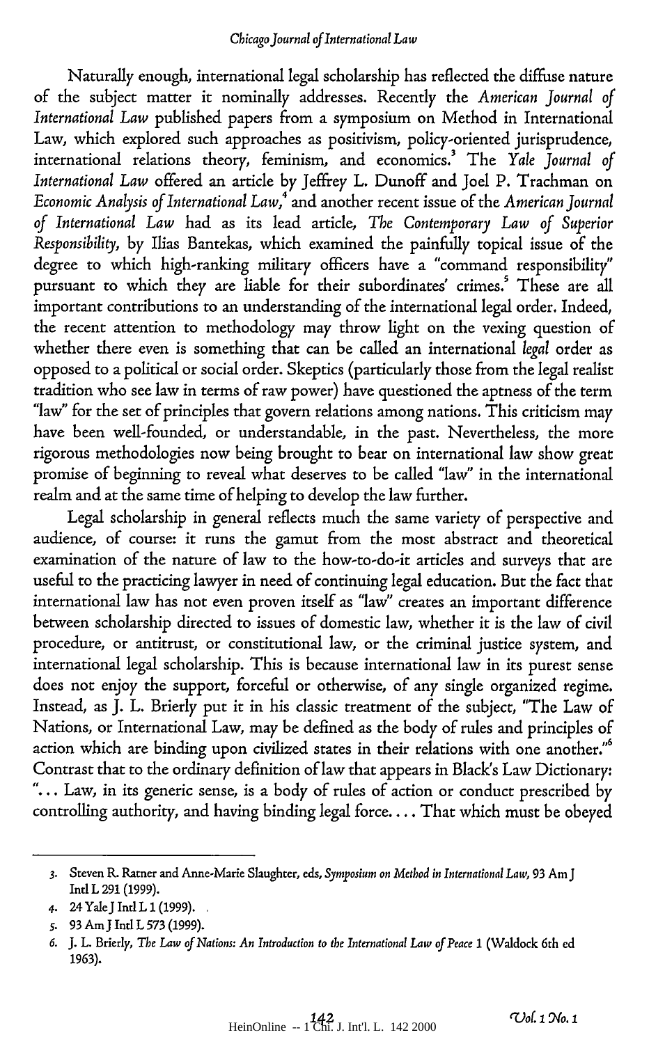Naturally enough, international legal scholarship has reflected the diffuse nature of the subject matter it nominally addresses. Recently the *American Journal of International Law* published papers from a symposium on Method in International Law, which explored such approaches as positivism, policy-oriented jurisprudence, international relations theory, feminism, and economics.[3] The *Yale Journal of International Law* offered an article by Jeffrey L. Dunoff and Joel P. Trachman on *Economic Analysis of International Law*,[4] and another recent issue of the *American Journal of International Law* had as its lead article, *The Contemporary Law of Superior Responsibility*, by Ilias Bantekas, which examined the painfully topical issue of the degree to which high-ranking military officers have a "command responsibility" pursuant to which they are liable for their subordinates' crimes.[5] These are all important contributions to an understanding of the international legal order. Indeed, the recent attention to methodology may throw light on the vexing question of whether there even is something that can be called an international *legal* order as opposed to a political or social order. Skeptics (particularly those from the legal realist tradition who see law in terms of raw power) have questioned the aptness of the term "law" for the set of principles that govern relations among nations. This criticism may have been well-founded, or understandable, in the past. Nevertheless, the more rigorous methodologies now being brought to bear on international law show great promise of beginning to reveal what deserves to be called "law" in the international realm and at the same time of helping to develop the law further.

Legal scholarship in general reflects much the same variety of perspective and audience, of course: it runs the gamut from the most abstract and theoretical examination of the nature of law to the how-to-do-it articles and surveys that are useful to the practicing lawyer in need of continuing legal education. But the fact that international law has not even proven itself as "law" creates an important difference between scholarship directed to issues of domestic law, whether it is the law of civil procedure, or antitrust, or constitutional law, or the criminal justice system, and international legal scholarship. This is because international law in its purest sense does not enjoy the support, forceful or otherwise, of any single organized regime. Instead, as J. L. Brierly put it in his classic treatment of the subject, "The Law of Nations, or International Law, may be defined as the body of rules and principles of action which are binding upon civilized states in their relations with one another."[6] Contrast that to the ordinary definition of law that appears in Black's Law Dictionary: "... Law, in its generic sense, is a body of rules of action or conduct prescribed by controlling authority, and having binding legal force.... That which must be obeyed

---

3. Steven R. Ratner and Anne-Marie Slaughter, eds, *Symposium on Method in International Law*, 93 Am J Intl L 291 (1999).
4. 24 Yale J Intl L 1 (1999).
5. 93 Am J Intl L 573 (1999).
6. J. L. Brierly, *The Law of Nations: An Introduction to the International Law of Peace* 1 (Waldock 6th ed 1963).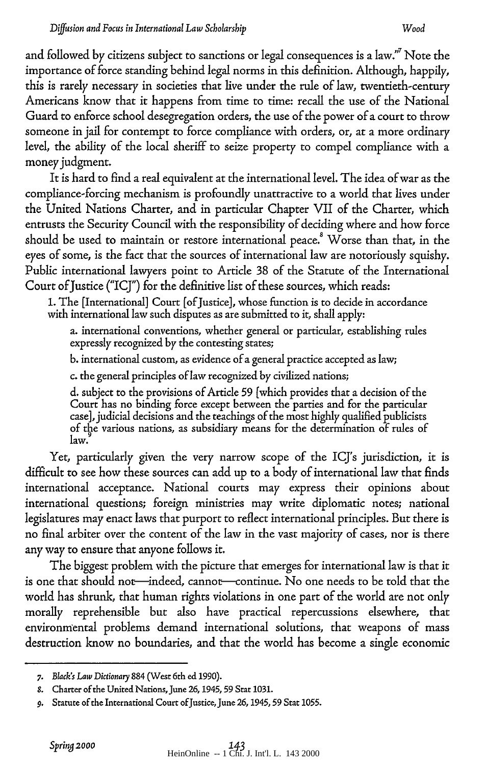and followed by citizens subject to sanctions or legal consequences is a law."[7] Note the importance of force standing behind legal norms in this definition. Although, happily, this is rarely necessary in societies that live under the rule of law, twentieth-century Americans know that it happens from time to time: recall the use of the National Guard to enforce school desegregation orders, the use of the power of a court to throw someone in jail for contempt to force compliance with orders, or, at a more ordinary level, the ability of the local sheriff to seize property to compel compliance with a money judgment.

It is hard to find a real equivalent at the international level. The idea of war as the compliance-forcing mechanism is profoundly unattractive to a world that lives under the United Nations Charter, and in particular Chapter VII of the Charter, which entrusts the Security Council with the responsibility of deciding where and how force should be used to maintain or restore international peace.[8] Worse than that, in the eyes of some, is the fact that the sources of international law are notoriously squishy. Public international lawyers point to Article 38 of the Statute of the International Court of Justice ("ICJ") for the definitive list of these sources, which reads:

> 1. The [International] Court [of Justice], whose function is to decide in accordance with international law such disputes as are submitted to it, shall apply:
>
> a. international conventions, whether general or particular, establishing rules expressly recognized by the contesting states;
>
> b. international custom, as evidence of a general practice accepted as law;
>
> c. the general principles of law recognized by civilized nations;
>
> d. subject to the provisions of Article 59 [which provides that a decision of the Court has no binding force except between the parties and for the particular case], judicial decisions and the teachings of the most highly qualified publicists of the various nations, as subsidiary means for the determination of rules of law.[9]

Yet, particularly given the very narrow scope of the ICJ's jurisdiction, it is difficult to see how these sources can add up to a body of international law that finds international acceptance. National courts may express their opinions about international questions; foreign ministries may write diplomatic notes; national legislatures may enact laws that purport to reflect international principles. But there is no final arbiter over the content of the law in the vast majority of cases, nor is there any way to ensure that anyone follows it.

The biggest problem with the picture that emerges for international law is that it is one that should not—indeed, cannot—continue. No one needs to be told that the world has shrunk, that human rights violations in one part of the world are not only morally reprehensible but also have practical repercussions elsewhere, that environmental problems demand international solutions, that weapons of mass destruction know no boundaries, and that the world has become a single economic

---

7. *Black's Law Dictionary* 884 (West 6th ed 1990).

8. Charter of the United Nations, June 26, 1945, 59 Stat 1031.

9. Statute of the International Court of Justice, June 26, 1945, 59 Stat 1055.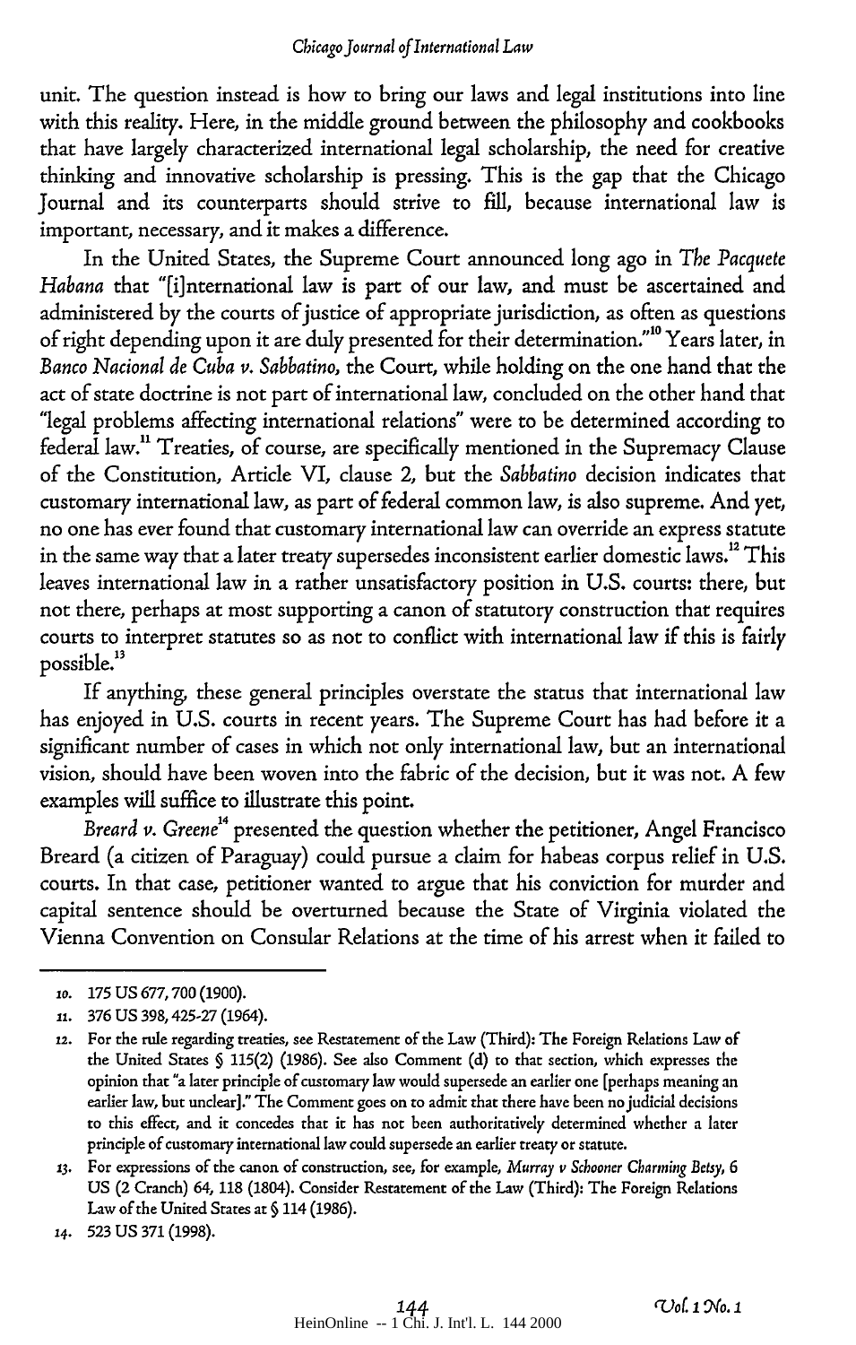unit. The question instead is how to bring our laws and legal institutions into line with this reality. Here, in the middle ground between the philosophy and cookbooks that have largely characterized international legal scholarship, the need for creative thinking and innovative scholarship is pressing. This is the gap that the Chicago Journal and its counterparts should strive to fill, because international law is important, necessary, and it makes a difference.

In the United States, the Supreme Court announced long ago in *The Pacquete Habana* that "[i]nternational law is part of our law, and must be ascertained and administered by the courts of justice of appropriate jurisdiction, as often as questions of right depending upon it are duly presented for their determination."[10] Years later, in *Banco Nacional de Cuba v. Sabbatino*, the Court, while holding on the one hand that the act of state doctrine is not part of international law, concluded on the other hand that "legal problems affecting international relations" were to be determined according to federal law.[11] Treaties, of course, are specifically mentioned in the Supremacy Clause of the Constitution, Article VI, clause 2, but the *Sabbatino* decision indicates that customary international law, as part of federal common law, is also supreme. And yet, no one has ever found that customary international law can override an express statute in the same way that a later treaty supersedes inconsistent earlier domestic laws.[12] This leaves international law in a rather unsatisfactory position in U.S. courts: there, but not there, perhaps at most supporting a canon of statutory construction that requires courts to interpret statutes so as not to conflict with international law if this is fairly possible.[13]

If anything, these general principles overstate the status that international law has enjoyed in U.S. courts in recent years. The Supreme Court has had before it a significant number of cases in which not only international law, but an international vision, should have been woven into the fabric of the decision, but it was not. A few examples will suffice to illustrate this point.

*Breard v. Greene*[14] presented the question whether the petitioner, Angel Francisco Breard (a citizen of Paraguay) could pursue a claim for habeas corpus relief in U.S. courts. In that case, petitioner wanted to argue that his conviction for murder and capital sentence should be overturned because the State of Virginia violated the Vienna Convention on Consular Relations at the time of his arrest when it failed to

---

10. 175 US 677, 700 (1900).

11. 376 US 398, 425-27 (1964).

12. For the rule regarding treaties, see Restatement of the Law (Third): The Foreign Relations Law of the United States § 115(2) (1986). See also Comment (d) to that section, which expresses the opinion that "a later principle of customary law would supersede an earlier one [perhaps meaning an earlier law, but unclear]." The Comment goes on to admit that there have been no judicial decisions to this effect, and it concedes that it has not been authoritatively determined whether a later principle of customary international law could supersede an earlier treaty or statute.

13. For expressions of the canon of construction, see, for example, *Murray v Schooner Charming Betsy*, 6 US (2 Cranch) 64, 118 (1804). Consider Restatement of the Law (Third): The Foreign Relations Law of the United States at § 114 (1986).

14. 523 US 371 (1998).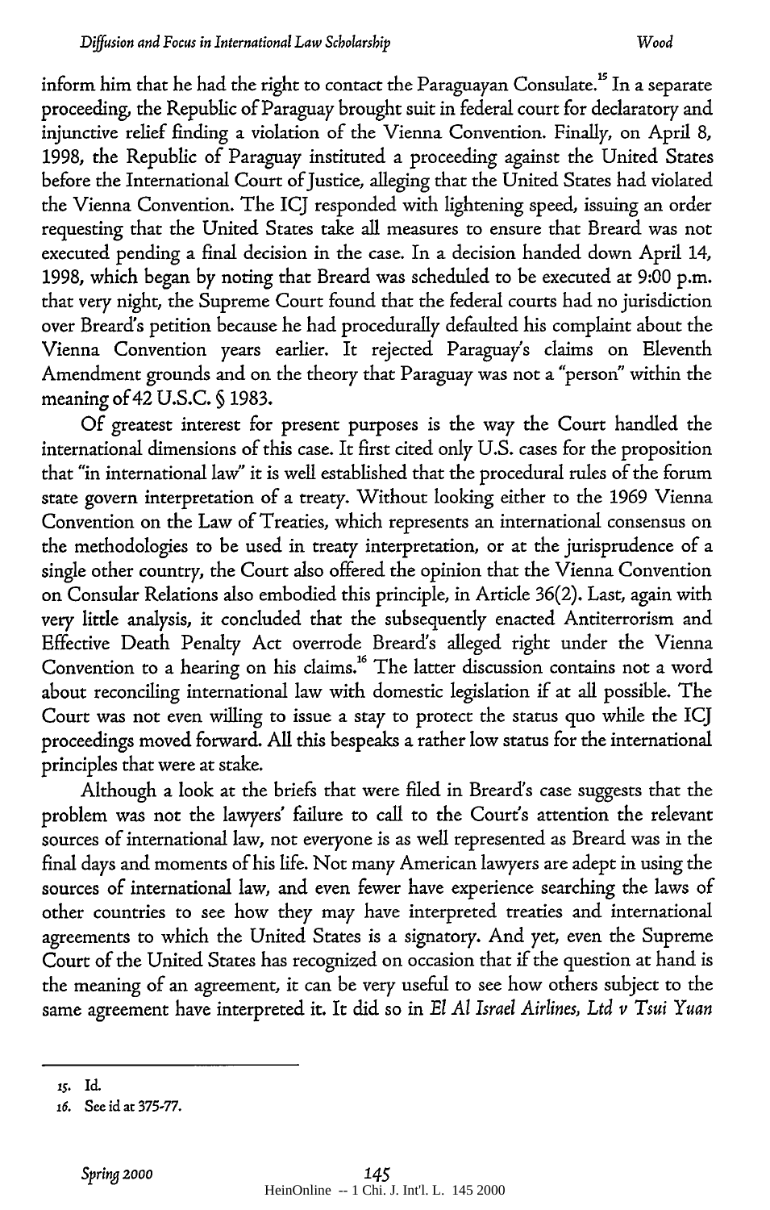inform him that he had the right to contact the Paraguayan Consulate.[15] In a separate proceeding, the Republic of Paraguay brought suit in federal court for declaratory and injunctive relief finding a violation of the Vienna Convention. Finally, on April 8, 1998, the Republic of Paraguay instituted a proceeding against the United States before the International Court of Justice, alleging that the United States had violated the Vienna Convention. The ICJ responded with lightening speed, issuing an order requesting that the United States take all measures to ensure that Breard was not executed pending a final decision in the case. In a decision handed down April 14, 1998, which began by noting that Breard was scheduled to be executed at 9:00 p.m. that very night, the Supreme Court found that the federal courts had no jurisdiction over Breard's petition because he had procedurally defaulted his complaint about the Vienna Convention years earlier. It rejected Paraguay's claims on Eleventh Amendment grounds and on the theory that Paraguay was not a "person" within the meaning of 42 U.S.C. § 1983.

Of greatest interest for present purposes is the way the Court handled the international dimensions of this case. It first cited only U.S. cases for the proposition that "in international law" it is well established that the procedural rules of the forum state govern interpretation of a treaty. Without looking either to the 1969 Vienna Convention on the Law of Treaties, which represents an international consensus on the methodologies to be used in treaty interpretation, or at the jurisprudence of a single other country, the Court also offered the opinion that the Vienna Convention on Consular Relations also embodied this principle, in Article 36(2). Last, again with very little analysis, it concluded that the subsequently enacted Antiterrorism and Effective Death Penalty Act overrode Breard's alleged right under the Vienna Convention to a hearing on his claims.[16] The latter discussion contains not a word about reconciling international law with domestic legislation if at all possible. The Court was not even willing to issue a stay to protect the status quo while the ICJ proceedings moved forward. All this bespeaks a rather low status for the international principles that were at stake.

Although a look at the briefs that were filed in Breard's case suggests that the problem was not the lawyers' failure to call to the Court's attention the relevant sources of international law, not everyone is as well represented as Breard was in the final days and moments of his life. Not many American lawyers are adept in using the sources of international law, and even fewer have experience searching the laws of other countries to see how they may have interpreted treaties and international agreements to which the United States is a signatory. And yet, even the Supreme Court of the United States has recognized on occasion that if the question at hand is the meaning of an agreement, it can be very useful to see how others subject to the same agreement have interpreted it. It did so in *El Al Israel Airlines, Ltd v Tsui Yuan*

---

15. Id.

16. See id at 375-77.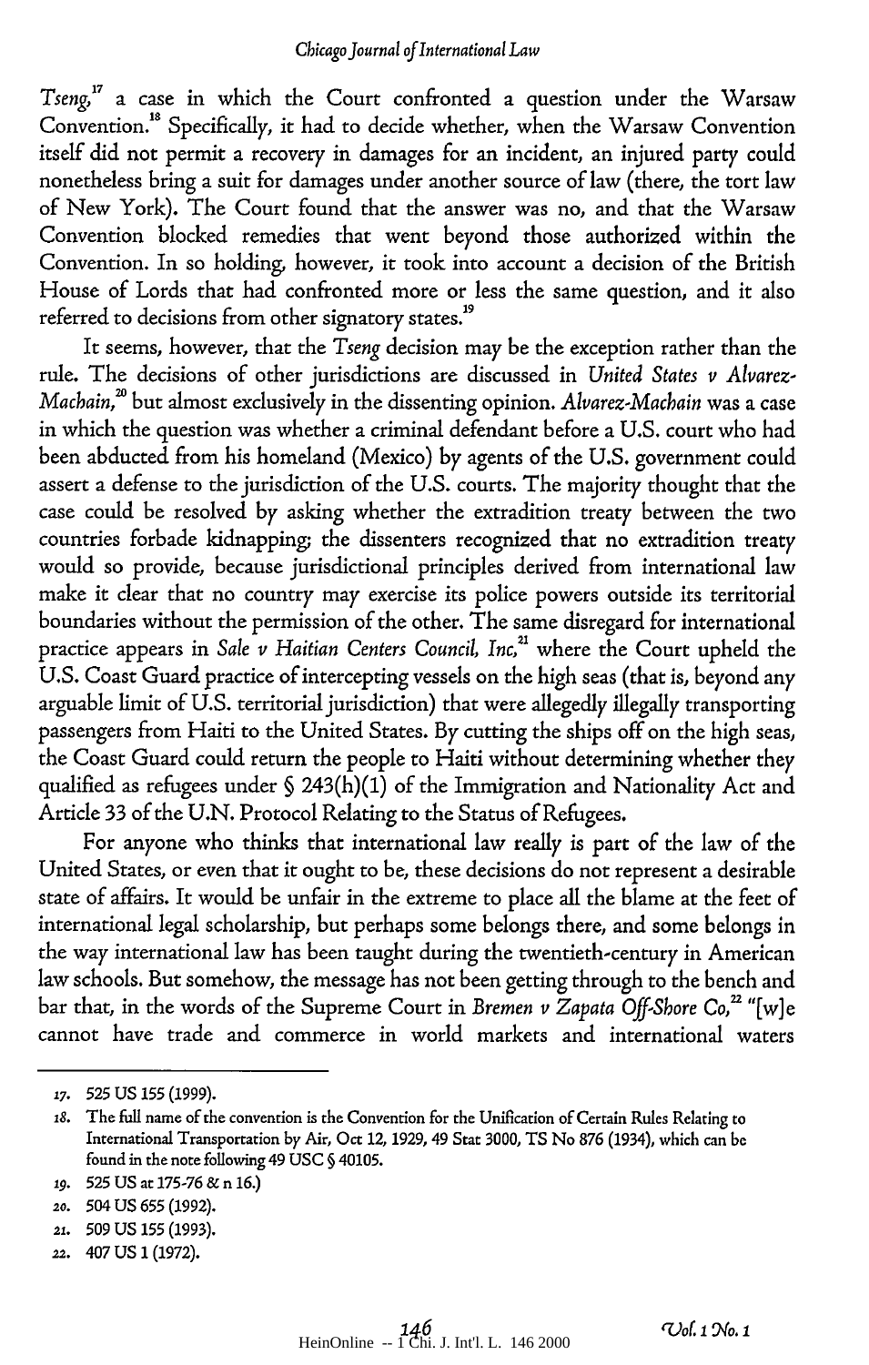*Tseng*,[17] a case in which the Court confronted a question under the Warsaw Convention.[18] Specifically, it had to decide whether, when the Warsaw Convention itself did not permit a recovery in damages for an incident, an injured party could nonetheless bring a suit for damages under another source of law (there, the tort law of New York). The Court found that the answer was no, and that the Warsaw Convention blocked remedies that went beyond those authorized within the Convention. In so holding, however, it took into account a decision of the British House of Lords that had confronted more or less the same question, and it also referred to decisions from other signatory states.[19]

It seems, however, that the *Tseng* decision may be the exception rather than the rule. The decisions of other jurisdictions are discussed in *United States v Alvarez-Machain*,[20] but almost exclusively in the dissenting opinion. *Alvarez-Machain* was a case in which the question was whether a criminal defendant before a U.S. court who had been abducted from his homeland (Mexico) by agents of the U.S. government could assert a defense to the jurisdiction of the U.S. courts. The majority thought that the case could be resolved by asking whether the extradition treaty between the two countries forbade kidnapping; the dissenters recognized that no extradition treaty would so provide, because jurisdictional principles derived from international law make it clear that no country may exercise its police powers outside its territorial boundaries without the permission of the other. The same disregard for international practice appears in *Sale v Haitian Centers Council, Inc*,[21] where the Court upheld the U.S. Coast Guard practice of intercepting vessels on the high seas (that is, beyond any arguable limit of U.S. territorial jurisdiction) that were allegedly illegally transporting passengers from Haiti to the United States. By cutting the ships off on the high seas, the Coast Guard could return the people to Haiti without determining whether they qualified as refugees under § 243(h)(1) of the Immigration and Nationality Act and Article 33 of the U.N. Protocol Relating to the Status of Refugees.

For anyone who thinks that international law really is part of the law of the United States, or even that it ought to be, these decisions do not represent a desirable state of affairs. It would be unfair in the extreme to place all the blame at the feet of international legal scholarship, but perhaps some belongs there, and some belongs in the way international law has been taught during the twentieth-century in American law schools. But somehow, the message has not been getting through to the bench and bar that, in the words of the Supreme Court in *Bremen v Zapata Off-Shore Co*,[22] "[w]e cannot have trade and commerce in world markets and international waters

---

17. 525 US 155 (1999).

18. The full name of the convention is the Convention for the Unification of Certain Rules Relating to International Transportation by Air, Oct 12, 1929, 49 Stat 3000, TS No 876 (1934), which can be found in the note following 49 USC § 40105.

19. 525 US at 175-76 & n 16.)

20. 504 US 655 (1992).

21. 509 US 155 (1993).

22. 407 US 1 (1972).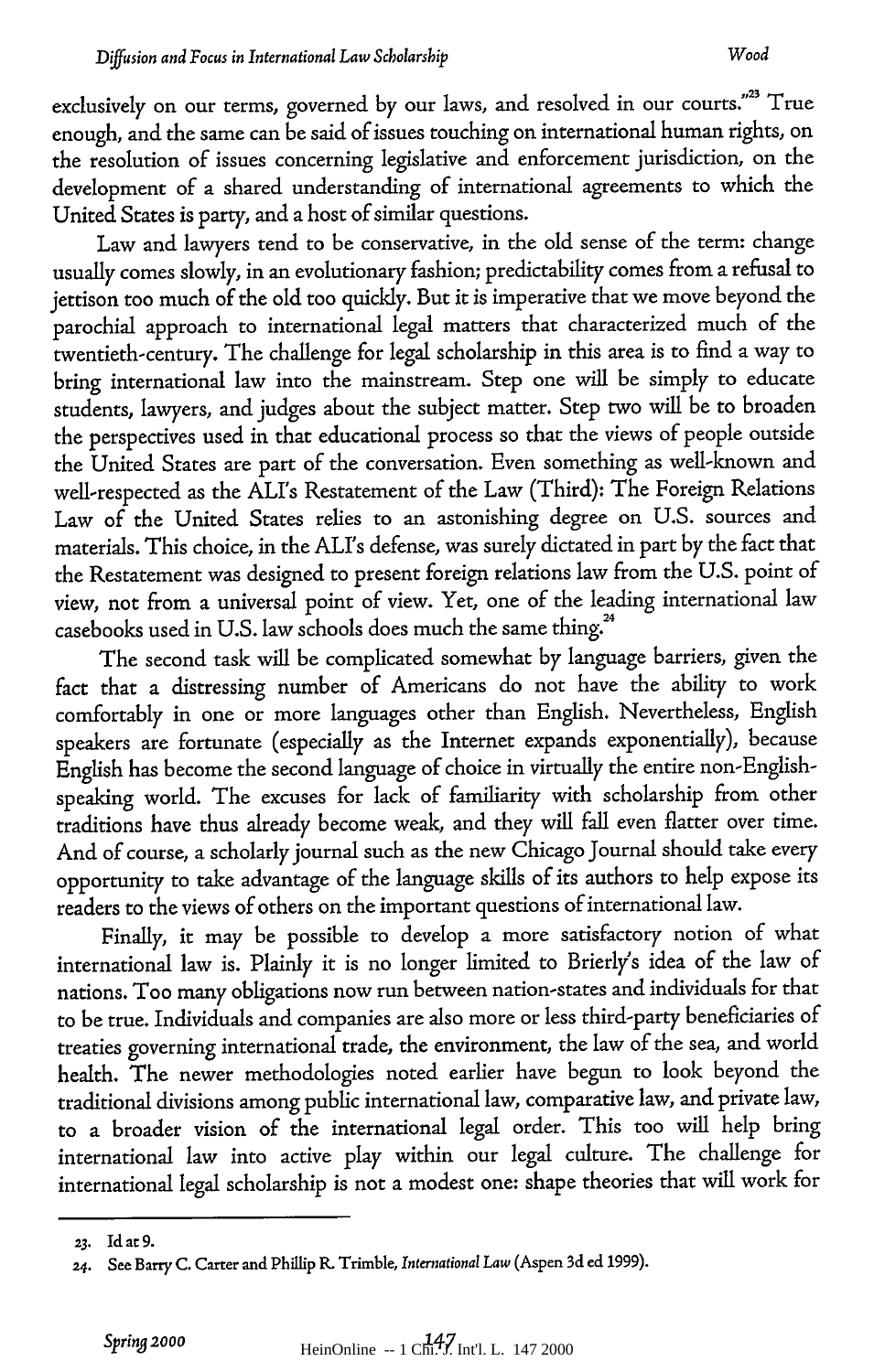exclusively on our terms, governed by our laws, and resolved in our courts."[23] True enough, and the same can be said of issues touching on international human rights, on the resolution of issues concerning legislative and enforcement jurisdiction, on the development of a shared understanding of international agreements to which the United States is party, and a host of similar questions.

Law and lawyers tend to be conservative, in the old sense of the term: change usually comes slowly, in an evolutionary fashion; predictability comes from a refusal to jettison too much of the old too quickly. But it is imperative that we move beyond the parochial approach to international legal matters that characterized much of the twentieth-century. The challenge for legal scholarship in this area is to find a way to bring international law into the mainstream. Step one will be simply to educate students, lawyers, and judges about the subject matter. Step two will be to broaden the perspectives used in that educational process so that the views of people outside the United States are part of the conversation. Even something as well-known and well-respected as the ALI's Restatement of the Law (Third): The Foreign Relations Law of the United States relies to an astonishing degree on U.S. sources and materials. This choice, in the ALI's defense, was surely dictated in part by the fact that the Restatement was designed to present foreign relations law from the U.S. point of view, not from a universal point of view. Yet, one of the leading international law casebooks used in U.S. law schools does much the same thing.[24]

The second task will be complicated somewhat by language barriers, given the fact that a distressing number of Americans do not have the ability to work comfortably in one or more languages other than English. Nevertheless, English speakers are fortunate (especially as the Internet expands exponentially), because English has become the second language of choice in virtually the entire non-English-speaking world. The excuses for lack of familiarity with scholarship from other traditions have thus already become weak, and they will fall even flatter over time. And of course, a scholarly journal such as the new Chicago Journal should take every opportunity to take advantage of the language skills of its authors to help expose its readers to the views of others on the important questions of international law.

Finally, it may be possible to develop a more satisfactory notion of what international law is. Plainly it is no longer limited to Brierly's idea of the law of nations. Too many obligations now run between nation-states and individuals for that to be true. Individuals and companies are also more or less third-party beneficiaries of treaties governing international trade, the environment, the law of the sea, and world health. The newer methodologies noted earlier have begun to look beyond the traditional divisions among public international law, comparative law, and private law, to a broader vision of the international legal order. This too will help bring international law into active play within our legal culture. The challenge for international legal scholarship is not a modest one: shape theories that will work for

---

23. Id at 9.

24. See Barry C. Carter and Phillip R. Trimble, *International Law* (Aspen 3d ed 1999).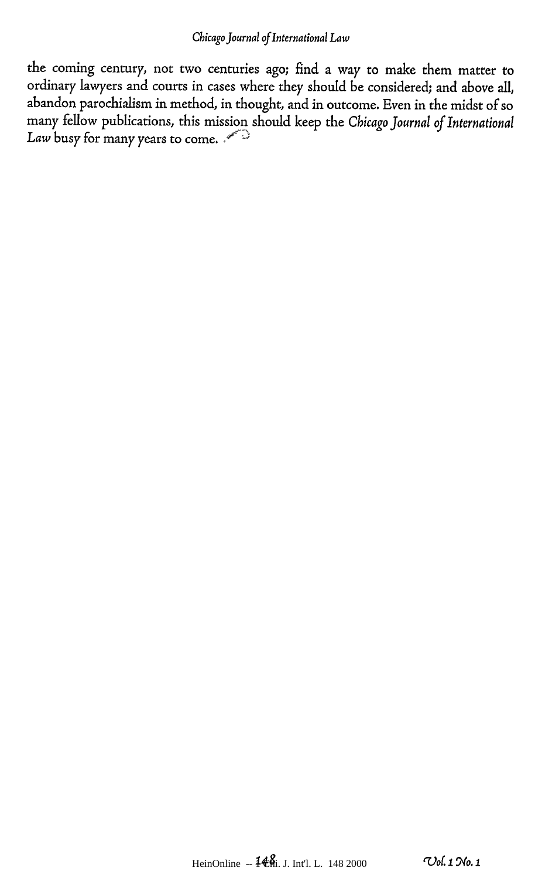the coming century, not two centuries ago; find a way to make them matter to ordinary lawyers and courts in cases where they should be considered; and above all, abandon parochialism in method, in thought, and in outcome. Even in the midst of so many fellow publications, this mission should keep the *Chicago Journal of International Law* busy for many years to come.